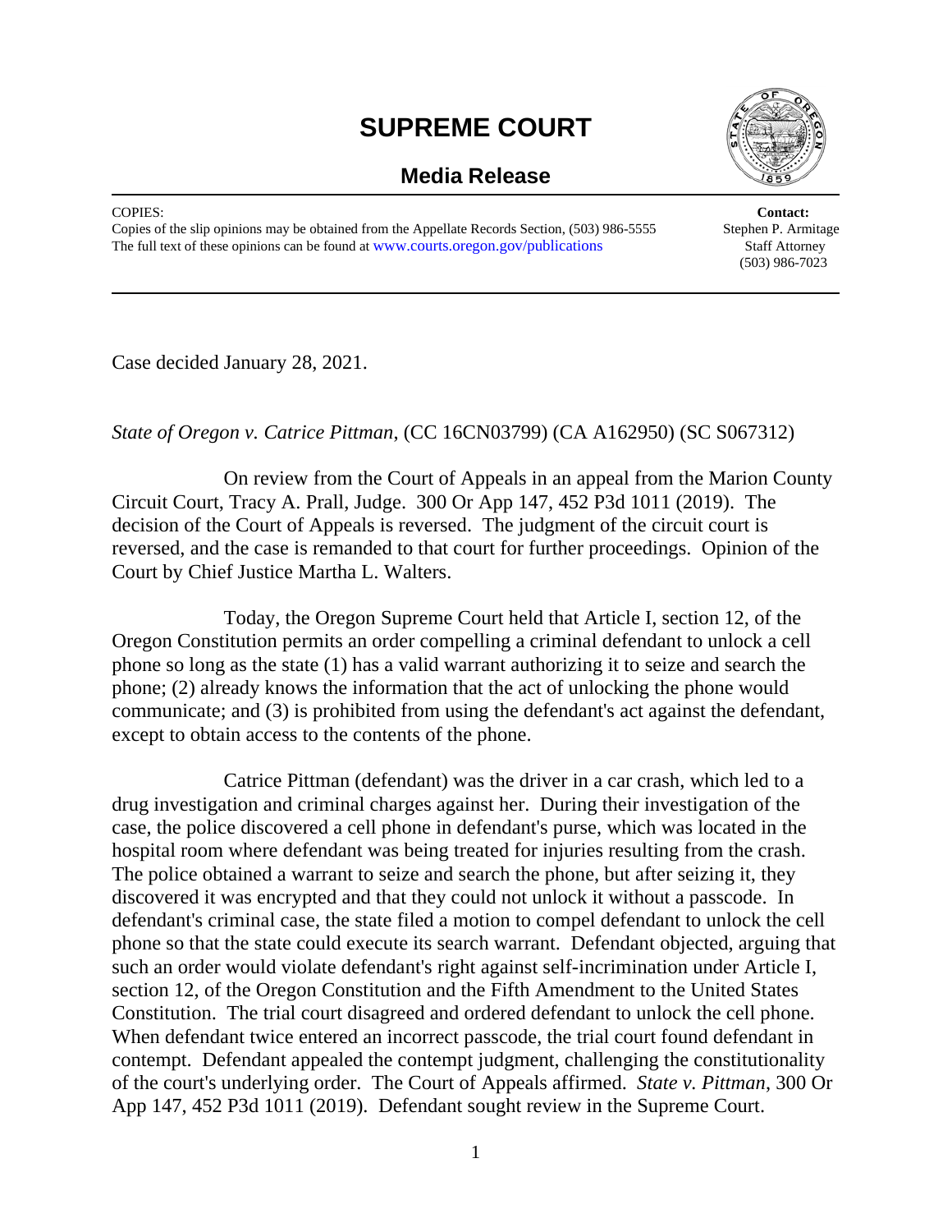# SUPREME COURT

## Media Release

COPIES:
Copies of the slip opinions may be obtained from the Appellate Records Section, (503) 986-5555
The full text of these opinions can be found at www.courts.oregon.gov/publications

**Contact:**
Stephen P. Armitage
Staff Attorney
(503) 986-7023

---

Case decided January 28, 2021.

*State of Oregon v. Catrice Pittman*, (CC 16CN03799) (CA A162950) (SC S067312)

On review from the Court of Appeals in an appeal from the Marion County Circuit Court, Tracy A. Prall, Judge. 300 Or App 147, 452 P3d 1011 (2019). The decision of the Court of Appeals is reversed. The judgment of the circuit court is reversed, and the case is remanded to that court for further proceedings. Opinion of the Court by Chief Justice Martha L. Walters.

Today, the Oregon Supreme Court held that Article I, section 12, of the Oregon Constitution permits an order compelling a criminal defendant to unlock a cell phone so long as the state (1) has a valid warrant authorizing it to seize and search the phone; (2) already knows the information that the act of unlocking the phone would communicate; and (3) is prohibited from using the defendant's act against the defendant, except to obtain access to the contents of the phone.

Catrice Pittman (defendant) was the driver in a car crash, which led to a drug investigation and criminal charges against her. During their investigation of the case, the police discovered a cell phone in defendant's purse, which was located in the hospital room where defendant was being treated for injuries resulting from the crash. The police obtained a warrant to seize and search the phone, but after seizing it, they discovered it was encrypted and that they could not unlock it without a passcode. In defendant's criminal case, the state filed a motion to compel defendant to unlock the cell phone so that the state could execute its search warrant. Defendant objected, arguing that such an order would violate defendant's right against self-incrimination under Article I, section 12, of the Oregon Constitution and the Fifth Amendment to the United States Constitution. The trial court disagreed and ordered defendant to unlock the cell phone. When defendant twice entered an incorrect passcode, the trial court found defendant in contempt. Defendant appealed the contempt judgment, challenging the constitutionality of the court's underlying order. The Court of Appeals affirmed. *State v. Pittman*, 300 Or App 147, 452 P3d 1011 (2019). Defendant sought review in the Supreme Court.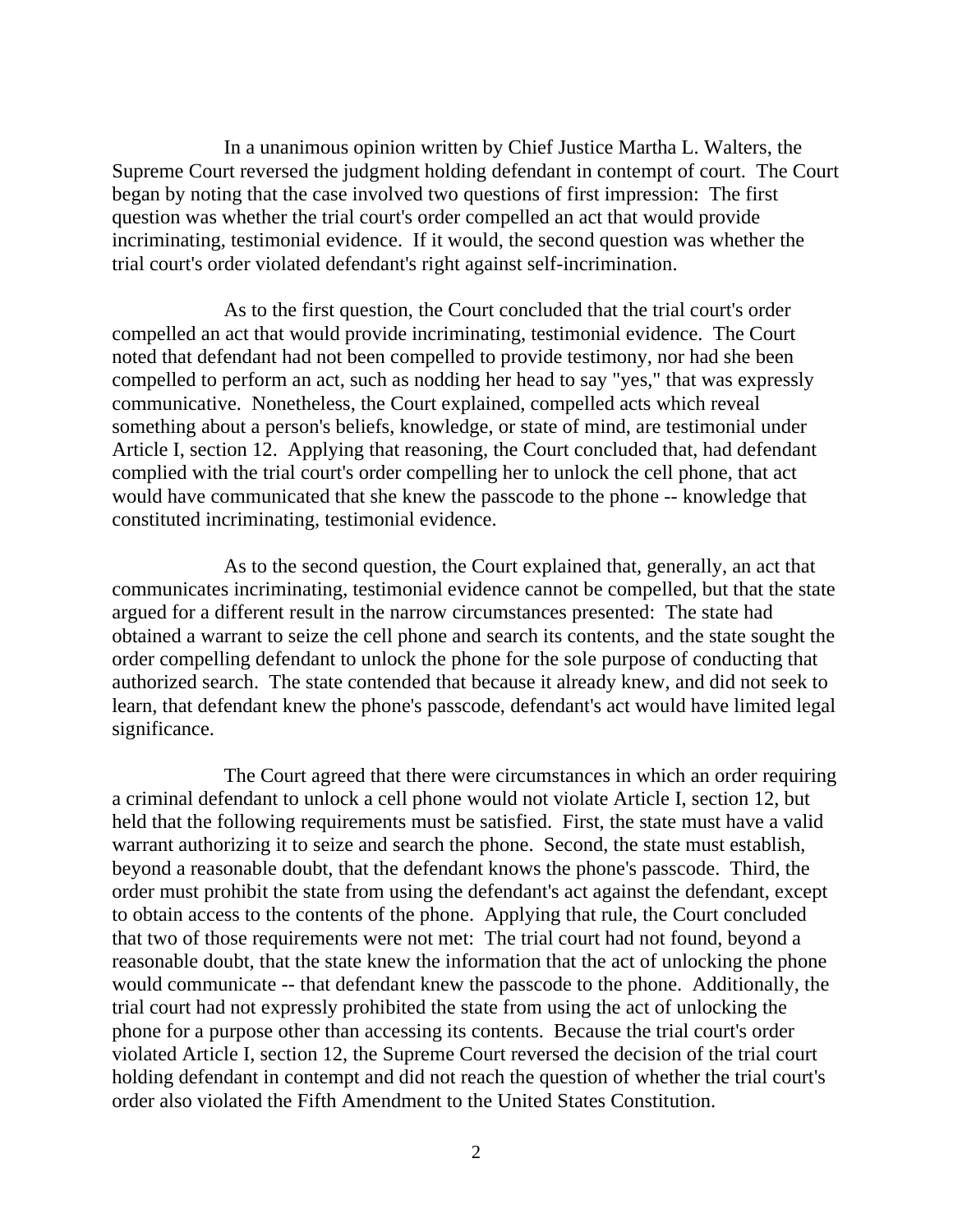In a unanimous opinion written by Chief Justice Martha L. Walters, the Supreme Court reversed the judgment holding defendant in contempt of court. The Court began by noting that the case involved two questions of first impression: The first question was whether the trial court's order compelled an act that would provide incriminating, testimonial evidence. If it would, the second question was whether the trial court's order violated defendant's right against self-incrimination.

As to the first question, the Court concluded that the trial court's order compelled an act that would provide incriminating, testimonial evidence. The Court noted that defendant had not been compelled to provide testimony, nor had she been compelled to perform an act, such as nodding her head to say "yes," that was expressly communicative. Nonetheless, the Court explained, compelled acts which reveal something about a person's beliefs, knowledge, or state of mind, are testimonial under Article I, section 12. Applying that reasoning, the Court concluded that, had defendant complied with the trial court's order compelling her to unlock the cell phone, that act would have communicated that she knew the passcode to the phone -- knowledge that constituted incriminating, testimonial evidence.

As to the second question, the Court explained that, generally, an act that communicates incriminating, testimonial evidence cannot be compelled, but that the state argued for a different result in the narrow circumstances presented: The state had obtained a warrant to seize the cell phone and search its contents, and the state sought the order compelling defendant to unlock the phone for the sole purpose of conducting that authorized search. The state contended that because it already knew, and did not seek to learn, that defendant knew the phone's passcode, defendant's act would have limited legal significance.

The Court agreed that there were circumstances in which an order requiring a criminal defendant to unlock a cell phone would not violate Article I, section 12, but held that the following requirements must be satisfied. First, the state must have a valid warrant authorizing it to seize and search the phone. Second, the state must establish, beyond a reasonable doubt, that the defendant knows the phone's passcode. Third, the order must prohibit the state from using the defendant's act against the defendant, except to obtain access to the contents of the phone. Applying that rule, the Court concluded that two of those requirements were not met: The trial court had not found, beyond a reasonable doubt, that the state knew the information that the act of unlocking the phone would communicate -- that defendant knew the passcode to the phone. Additionally, the trial court had not expressly prohibited the state from using the act of unlocking the phone for a purpose other than accessing its contents. Because the trial court's order violated Article I, section 12, the Supreme Court reversed the decision of the trial court holding defendant in contempt and did not reach the question of whether the trial court's order also violated the Fifth Amendment to the United States Constitution.